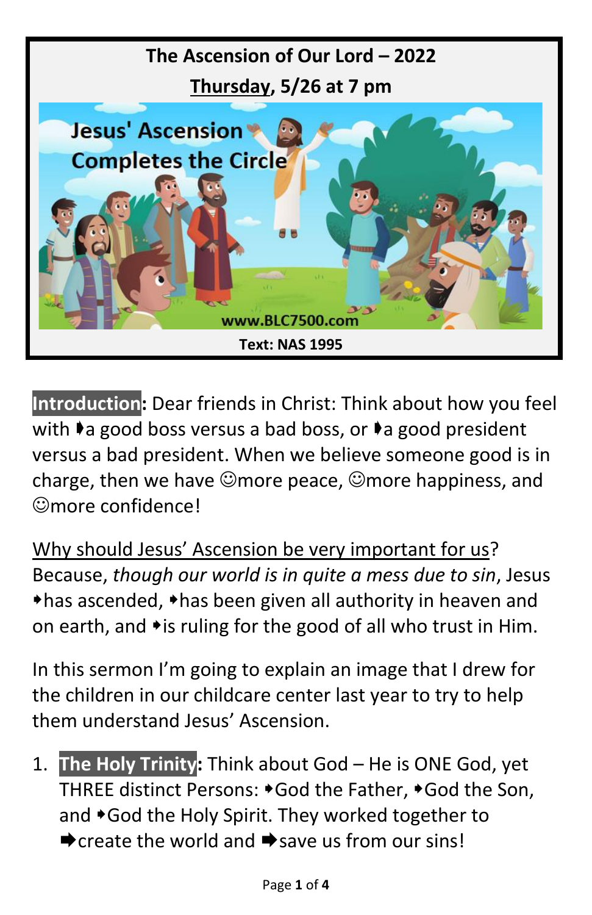**The Ascension of Our Lord – 2022**

**<u>Thursday</u>, 5/26 at 7 pm**

Jesus' Ascension Completes the Circle

www.BLC7500.com

**Text: NAS 1995**

**Introduction:** Dear friends in Christ: Think about how you feel with ➧a good boss versus a bad boss, or ➧a good president versus a bad president. When we believe someone good is in charge, then we have ☺more peace, ☺more happiness, and ☺more confidence!

<u>Why should Jesus' Ascension be very important for us</u>? Because, *though our world is in quite a mess due to sin*, Jesus ➧has ascended, ➧has been given all authority in heaven and on earth, and ➧is ruling for the good of all who trust in Him.

In this sermon I'm going to explain an image that I drew for the children in our childcare center last year to try to help them understand Jesus' Ascension.

1. **The Holy Trinity:** Think about God – He is ONE God, yet THREE distinct Persons: ➧God the Father, ➧God the Son, and ➧God the Holy Spirit. They worked together to ➡create the world and ➡save us from our sins!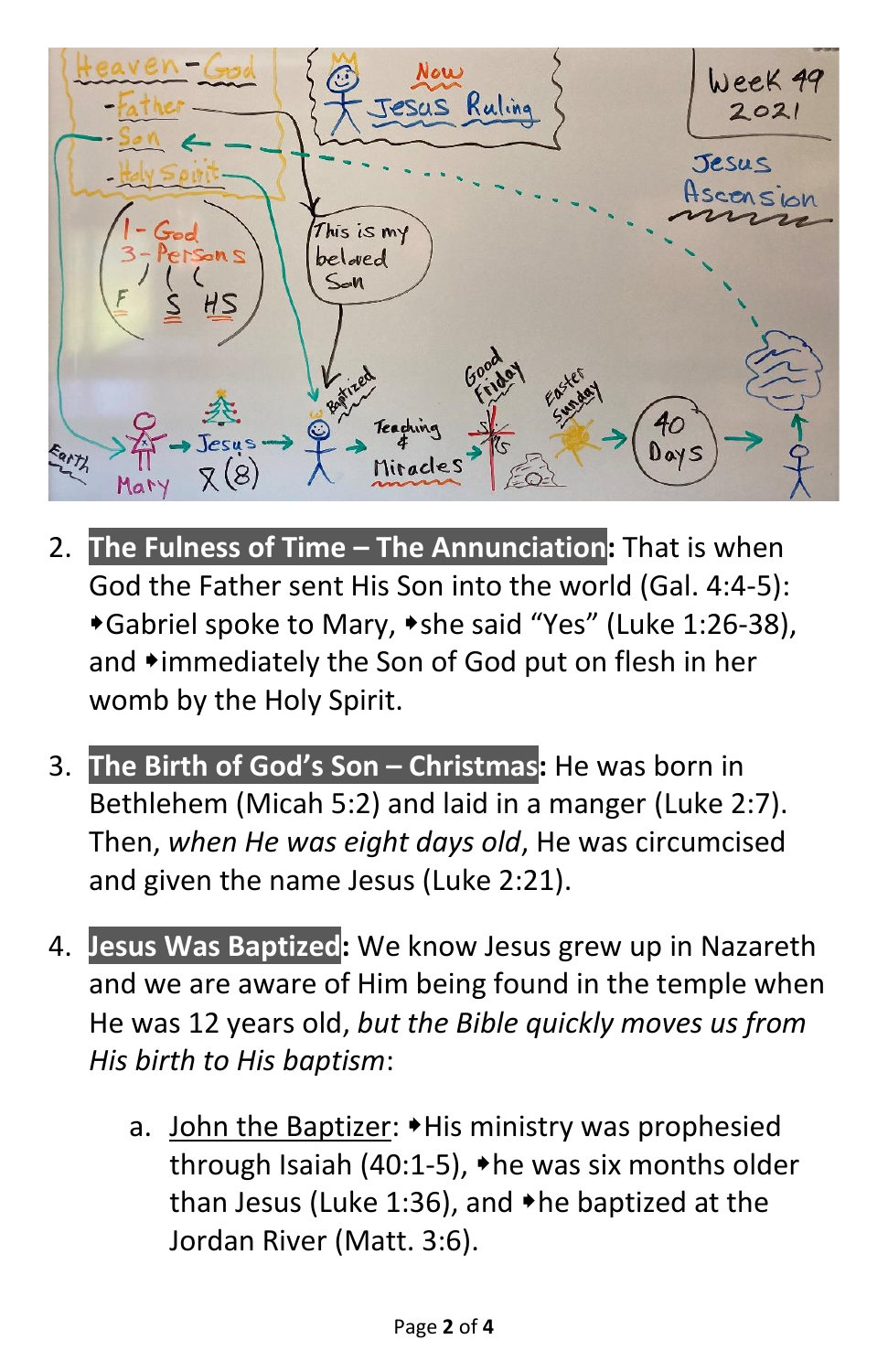2. **The Fulness of Time – The Annunciation:** That is when God the Father sent His Son into the world (Gal. 4:4-5): ➧Gabriel spoke to Mary, ➧she said "Yes" (Luke 1:26-38), and ➧immediately the Son of God put on flesh in her womb by the Holy Spirit.

3. **The Birth of God's Son – Christmas:** He was born in Bethlehem (Micah 5:2) and laid in a manger (Luke 2:7). Then, *when He was eight days old*, He was circumcised and given the name Jesus (Luke 2:21).

4. **Jesus Was Baptized:** We know Jesus grew up in Nazareth and we are aware of Him being found in the temple when He was 12 years old, *but the Bible quickly moves us from His birth to His baptism*:

   a. John the Baptizer: ➧His ministry was prophesied through Isaiah (40:1-5), ➧he was six months older than Jesus (Luke 1:36), and ➧he baptized at the Jordan River (Matt. 3:6).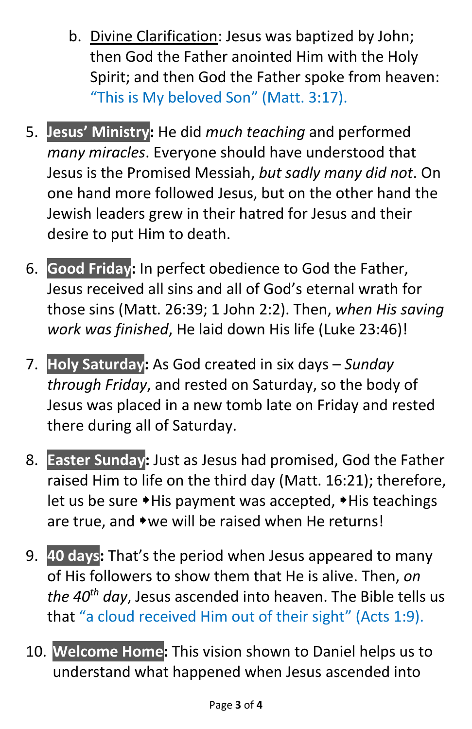b. <u>Divine Clarification</u>: Jesus was baptized by John; then God the Father anointed Him with the Holy Spirit; and then God the Father spoke from heaven: "This is My beloved Son" (Matt. 3:17).

5. **Jesus' Ministry:** He did *much teaching* and performed *many miracles*. Everyone should have understood that Jesus is the Promised Messiah, *but sadly many did not*. On one hand more followed Jesus, but on the other hand the Jewish leaders grew in their hatred for Jesus and their desire to put Him to death.

6. **Good Friday:** In perfect obedience to God the Father, Jesus received all sins and all of God's eternal wrath for those sins (Matt. 26:39; 1 John 2:2). Then, *when His saving work was finished*, He laid down His life (Luke 23:46)!

7. **Holy Saturday:** As God created in six days – *Sunday through Friday*, and rested on Saturday, so the body of Jesus was placed in a new tomb late on Friday and rested there during all of Saturday.

8. **Easter Sunday:** Just as Jesus had promised, God the Father raised Him to life on the third day (Matt. 16:21); therefore, let us be sure ➧His payment was accepted, ➧His teachings are true, and ➧we will be raised when He returns!

9. **40 days:** That's the period when Jesus appeared to many of His followers to show them that He is alive. Then, *on the 40th day*, Jesus ascended into heaven. The Bible tells us that "a cloud received Him out of their sight" (Acts 1:9).

10. **Welcome Home:** This vision shown to Daniel helps us to understand what happened when Jesus ascended into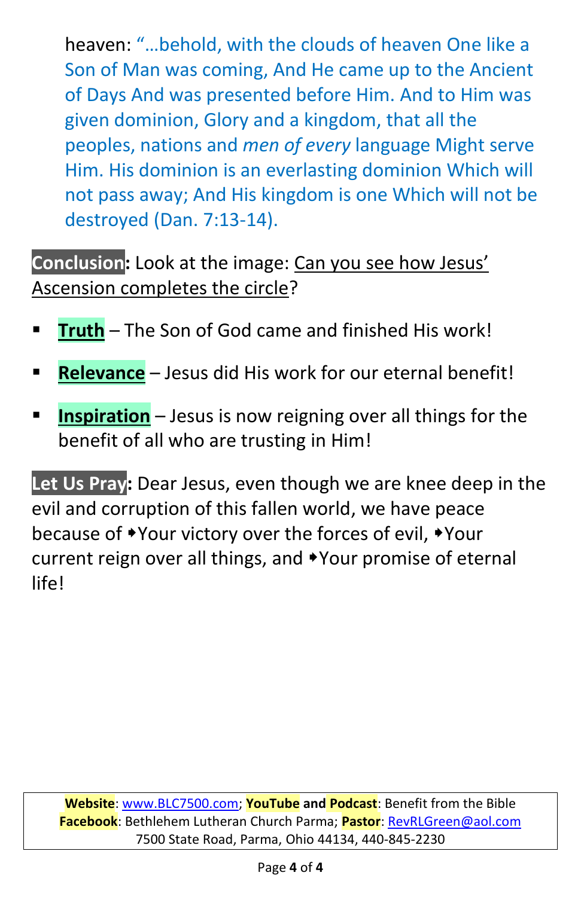heaven: "…behold, with the clouds of heaven One like a Son of Man was coming, And He came up to the Ancient of Days And was presented before Him. And to Him was given dominion, Glory and a kingdom, that all the peoples, nations and *men of every* language Might serve Him. His dominion is an everlasting dominion Which will not pass away; And His kingdom is one Which will not be destroyed (Dan. 7:13-14).

**Conclusion:** Look at the image: Can you see how Jesus' Ascension completes the circle?

- **Truth** – The Son of God came and finished His work!
- **Relevance** – Jesus did His work for our eternal benefit!
- **Inspiration** – Jesus is now reigning over all things for the benefit of all who are trusting in Him!

**Let Us Pray:** Dear Jesus, even though we are knee deep in the evil and corruption of this fallen world, we have peace because of ➧Your victory over the forces of evil, ➧Your current reign over all things, and ➧Your promise of eternal life!

**Website**: www.BLC7500.com; **YouTube** **and** **Podcast**: Benefit from the Bible
**Facebook**: Bethlehem Lutheran Church Parma; **Pastor**: RevRLGreen@aol.com
7500 State Road, Parma, Ohio 44134, 440-845-2230